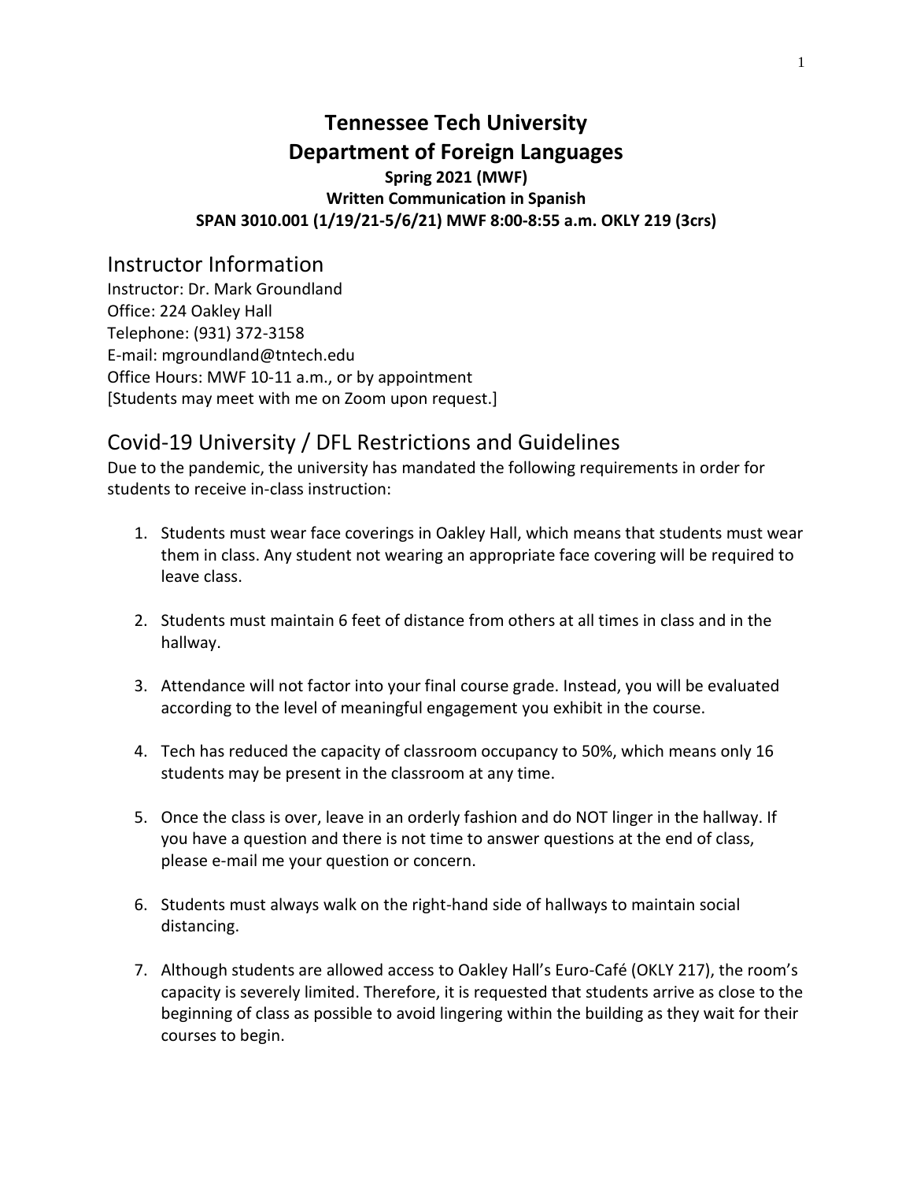# Tennessee Tech University
# Department of Foreign Languages

**Spring 2021 (MWF)**
**Written Communication in Spanish**
**SPAN 3010.001 (1/19/21-5/6/21) MWF 8:00-8:55 a.m. OKLY 219 (3crs)**

## Instructor Information

Instructor: Dr. Mark Groundland
Office: 224 Oakley Hall
Telephone: (931) 372-3158
E-mail: mgroundland@tntech.edu
Office Hours: MWF 10-11 a.m., or by appointment
[Students may meet with me on Zoom upon request.]

## Covid-19 University / DFL Restrictions and Guidelines

Due to the pandemic, the university has mandated the following requirements in order for students to receive in-class instruction:

1. Students must wear face coverings in Oakley Hall, which means that students must wear them in class. Any student not wearing an appropriate face covering will be required to leave class.

2. Students must maintain 6 feet of distance from others at all times in class and in the hallway.

3. Attendance will not factor into your final course grade. Instead, you will be evaluated according to the level of meaningful engagement you exhibit in the course.

4. Tech has reduced the capacity of classroom occupancy to 50%, which means only 16 students may be present in the classroom at any time.

5. Once the class is over, leave in an orderly fashion and do NOT linger in the hallway. If you have a question and there is not time to answer questions at the end of class, please e-mail me your question or concern.

6. Students must always walk on the right-hand side of hallways to maintain social distancing.

7. Although students are allowed access to Oakley Hall's Euro-Café (OKLY 217), the room's capacity is severely limited. Therefore, it is requested that students arrive as close to the beginning of class as possible to avoid lingering within the building as they wait for their courses to begin.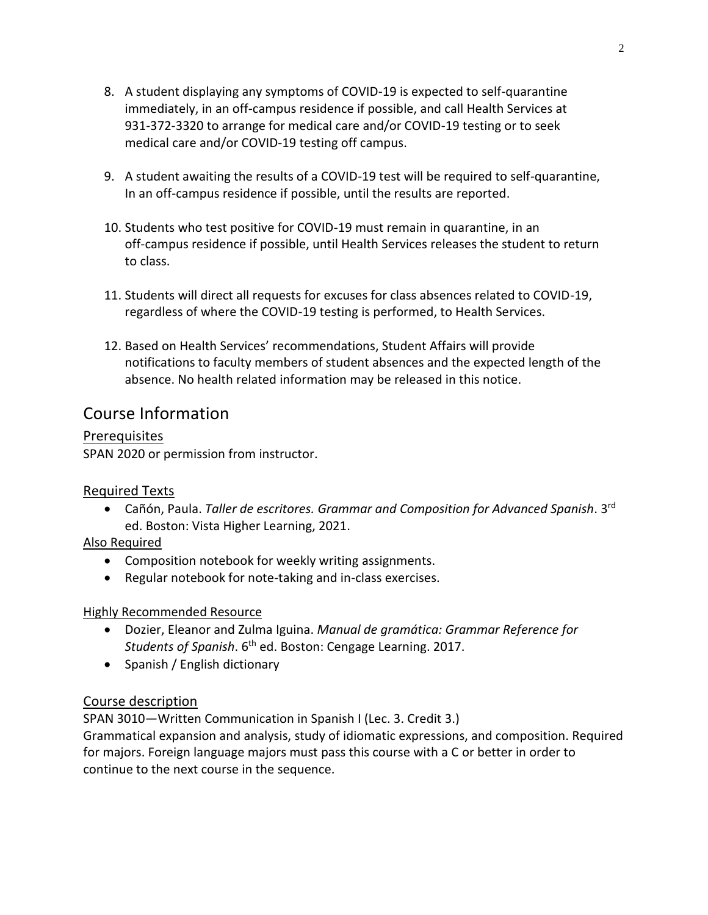8. A student displaying any symptoms of COVID-19 is expected to self-quarantine immediately, in an off-campus residence if possible, and call Health Services at 931-372-3320 to arrange for medical care and/or COVID-19 testing or to seek medical care and/or COVID-19 testing off campus.

9. A student awaiting the results of a COVID-19 test will be required to self-quarantine, In an off-campus residence if possible, until the results are reported.

10. Students who test positive for COVID-19 must remain in quarantine, in an off-campus residence if possible, until Health Services releases the student to return to class.

11. Students will direct all requests for excuses for class absences related to COVID-19, regardless of where the COVID-19 testing is performed, to Health Services.

12. Based on Health Services' recommendations, Student Affairs will provide notifications to faculty members of student absences and the expected length of the absence. No health related information may be released in this notice.

# Course Information

## Prerequisites

SPAN 2020 or permission from instructor.

## Required Texts

- Cañón, Paula. *Taller de escritores. Grammar and Composition for Advanced Spanish*. 3rd ed. Boston: Vista Higher Learning, 2021.

### Also Required

- Composition notebook for weekly writing assignments.
- Regular notebook for note-taking and in-class exercises.

### Highly Recommended Resource

- Dozier, Eleanor and Zulma Iguina. *Manual de gramática: Grammar Reference for Students of Spanish*. 6th ed. Boston: Cengage Learning. 2017.
- Spanish / English dictionary

## Course description

SPAN 3010—Written Communication in Spanish I (Lec. 3. Credit 3.)
Grammatical expansion and analysis, study of idiomatic expressions, and composition. Required for majors. Foreign language majors must pass this course with a C or better in order to continue to the next course in the sequence.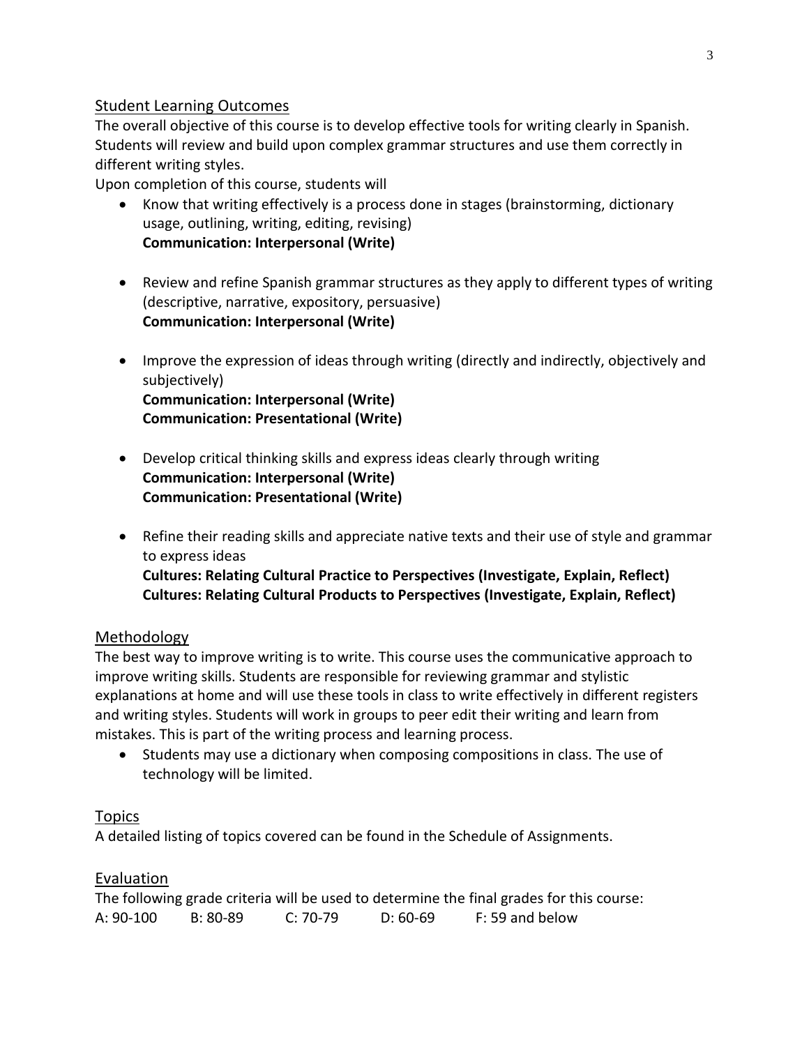## Student Learning Outcomes

The overall objective of this course is to develop effective tools for writing clearly in Spanish. Students will review and build upon complex grammar structures and use them correctly in different writing styles.

Upon completion of this course, students will

- Know that writing effectively is a process done in stages (brainstorming, dictionary usage, outlining, writing, editing, revising)
  **Communication: Interpersonal (Write)**

- Review and refine Spanish grammar structures as they apply to different types of writing (descriptive, narrative, expository, persuasive)
  **Communication: Interpersonal (Write)**

- Improve the expression of ideas through writing (directly and indirectly, objectively and subjectively)
  **Communication: Interpersonal (Write)**
  **Communication: Presentational (Write)**

- Develop critical thinking skills and express ideas clearly through writing
  **Communication: Interpersonal (Write)**
  **Communication: Presentational (Write)**

- Refine their reading skills and appreciate native texts and their use of style and grammar to express ideas
  **Cultures: Relating Cultural Practice to Perspectives (Investigate, Explain, Reflect)**
  **Cultures: Relating Cultural Products to Perspectives (Investigate, Explain, Reflect)**

## Methodology

The best way to improve writing is to write. This course uses the communicative approach to improve writing skills. Students are responsible for reviewing grammar and stylistic explanations at home and will use these tools in class to write effectively in different registers and writing styles. Students will work in groups to peer edit their writing and learn from mistakes. This is part of the writing process and learning process.

- Students may use a dictionary when composing compositions in class. The use of technology will be limited.

## Topics

A detailed listing of topics covered can be found in the Schedule of Assignments.

## Evaluation

The following grade criteria will be used to determine the final grades for this course:

A: 90-100 B: 80-89 C: 70-79 D: 60-69 F: 59 and below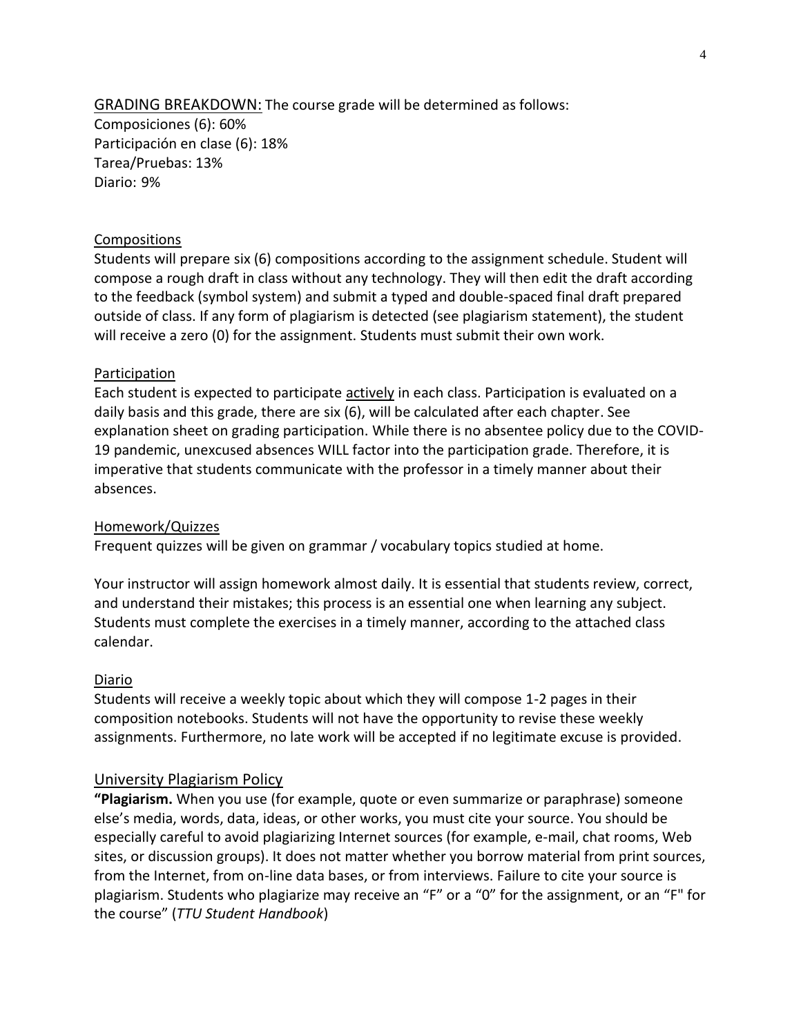## GRADING BREAKDOWN: 

The course grade will be determined as follows:

Composiciones (6): 60%
Participación en clase (6): 18%
Tarea/Pruebas: 13%
Diario: 9%

### Compositions

Students will prepare six (6) compositions according to the assignment schedule. Student will compose a rough draft in class without any technology. They will then edit the draft according to the feedback (symbol system) and submit a typed and double-spaced final draft prepared outside of class. If any form of plagiarism is detected (see plagiarism statement), the student will receive a zero (0) for the assignment. Students must submit their own work.

### Participation

Each student is expected to participate actively in each class. Participation is evaluated on a daily basis and this grade, there are six (6), will be calculated after each chapter. See explanation sheet on grading participation. While there is no absentee policy due to the COVID-19 pandemic, unexcused absences WILL factor into the participation grade. Therefore, it is imperative that students communicate with the professor in a timely manner about their absences.

### Homework/Quizzes

Frequent quizzes will be given on grammar / vocabulary topics studied at home.

Your instructor will assign homework almost daily. It is essential that students review, correct, and understand their mistakes; this process is an essential one when learning any subject. Students must complete the exercises in a timely manner, according to the attached class calendar.

### Diario

Students will receive a weekly topic about which they will compose 1-2 pages in their composition notebooks. Students will not have the opportunity to revise these weekly assignments. Furthermore, no late work will be accepted if no legitimate excuse is provided.

## University Plagiarism Policy

**"Plagiarism.** When you use (for example, quote or even summarize or paraphrase) someone else's media, words, data, ideas, or other works, you must cite your source. You should be especially careful to avoid plagiarizing Internet sources (for example, e-mail, chat rooms, Web sites, or discussion groups). It does not matter whether you borrow material from print sources, from the Internet, from on-line data bases, or from interviews. Failure to cite your source is plagiarism. Students who plagiarize may receive an "F" or a "0" for the assignment, or an "F" for the course" (*TTU Student Handbook*)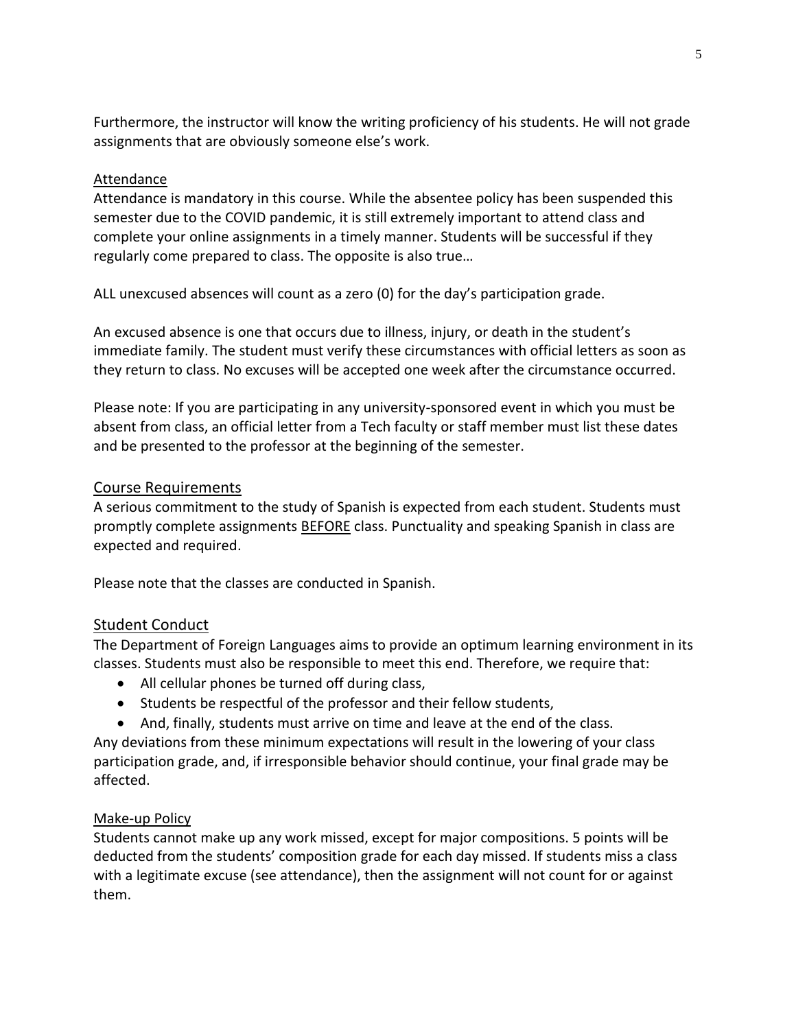Furthermore, the instructor will know the writing proficiency of his students. He will not grade assignments that are obviously someone else's work.

### Attendance

Attendance is mandatory in this course. While the absentee policy has been suspended this semester due to the COVID pandemic, it is still extremely important to attend class and complete your online assignments in a timely manner. Students will be successful if they regularly come prepared to class. The opposite is also true…

ALL unexcused absences will count as a zero (0) for the day's participation grade.

An excused absence is one that occurs due to illness, injury, or death in the student's immediate family. The student must verify these circumstances with official letters as soon as they return to class. No excuses will be accepted one week after the circumstance occurred.

Please note: If you are participating in any university-sponsored event in which you must be absent from class, an official letter from a Tech faculty or staff member must list these dates and be presented to the professor at the beginning of the semester.

## Course Requirements

A serious commitment to the study of Spanish is expected from each student. Students must promptly complete assignments BEFORE class. Punctuality and speaking Spanish in class are expected and required.

Please note that the classes are conducted in Spanish.

## Student Conduct

The Department of Foreign Languages aims to provide an optimum learning environment in its classes. Students must also be responsible to meet this end. Therefore, we require that:

- All cellular phones be turned off during class,
- Students be respectful of the professor and their fellow students,
- And, finally, students must arrive on time and leave at the end of the class.

Any deviations from these minimum expectations will result in the lowering of your class participation grade, and, if irresponsible behavior should continue, your final grade may be affected.

### Make-up Policy

Students cannot make up any work missed, except for major compositions. 5 points will be deducted from the students' composition grade for each day missed. If students miss a class with a legitimate excuse (see attendance), then the assignment will not count for or against them.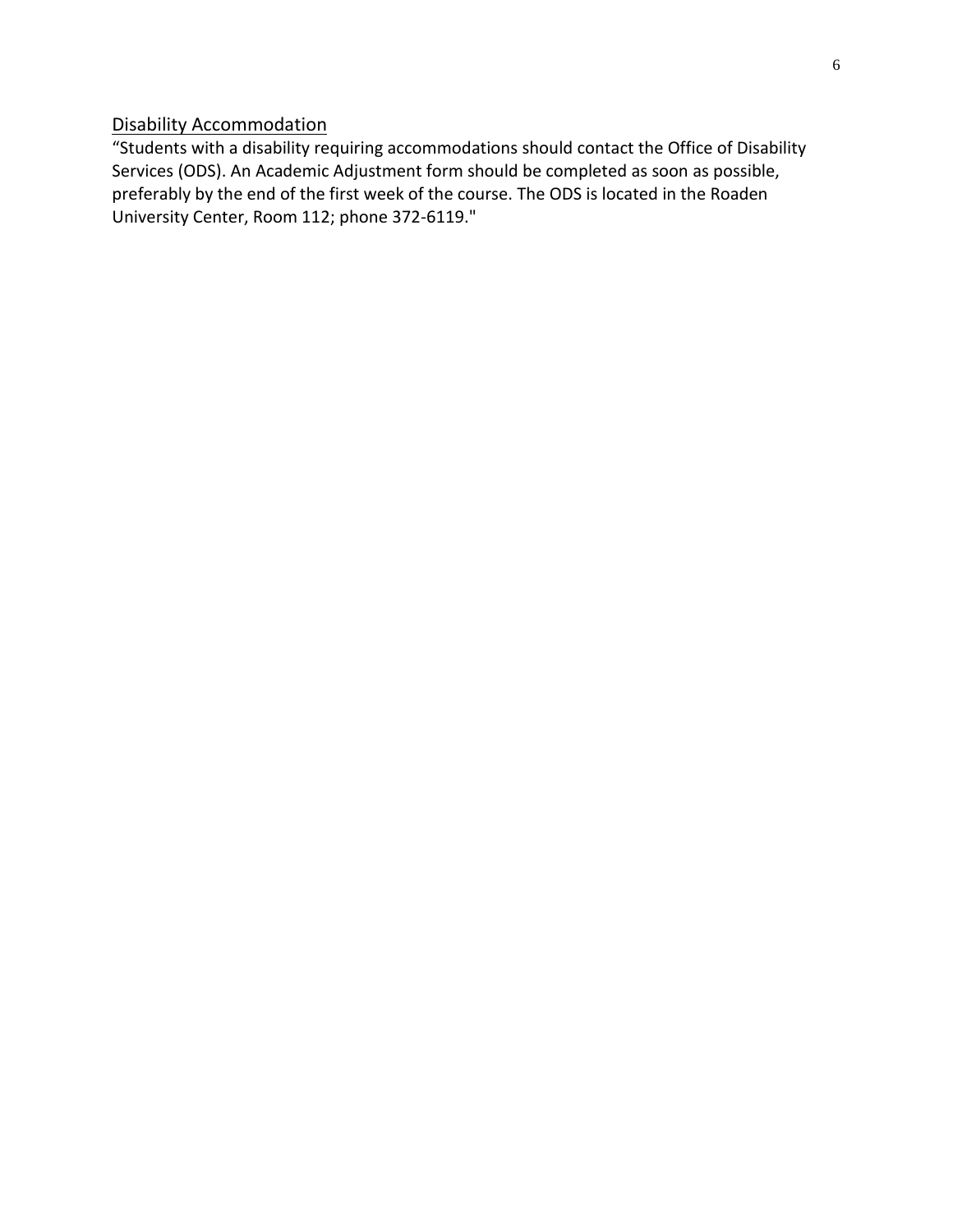## Disability Accommodation

“Students with a disability requiring accommodations should contact the Office of Disability Services (ODS). An Academic Adjustment form should be completed as soon as possible, preferably by the end of the first week of the course. The ODS is located in the Roaden University Center, Room 112; phone 372-6119."